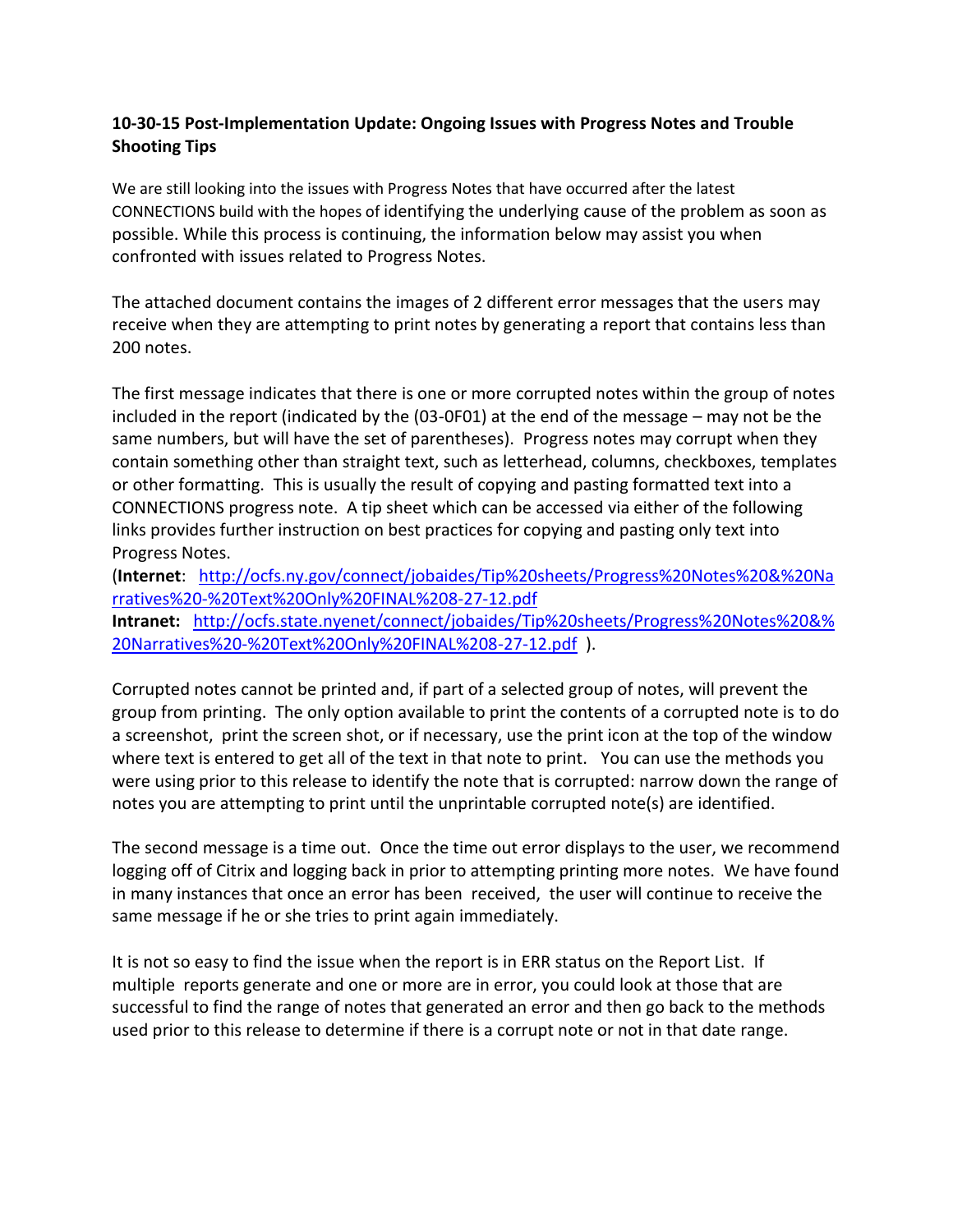**10-30-15 Post-Implementation Update: Ongoing Issues with Progress Notes and Trouble Shooting Tips**

We are still looking into the issues with Progress Notes that have occurred after the latest CONNECTIONS build with the hopes of identifying the underlying cause of the problem as soon as possible. While this process is continuing, the information below may assist you when confronted with issues related to Progress Notes.

The attached document contains the images of 2 different error messages that the users may receive when they are attempting to print notes by generating a report that contains less than 200 notes.

The first message indicates that there is one or more corrupted notes within the group of notes included in the report (indicated by the (03-0F01) at the end of the message – may not be the same numbers, but will have the set of parentheses). Progress notes may corrupt when they contain something other than straight text, such as letterhead, columns, checkboxes, templates or other formatting. This is usually the result of copying and pasting formatted text into a CONNECTIONS progress note. A tip sheet which can be accessed via either of the following links provides further instruction on best practices for copying and pasting only text into Progress Notes.

(**Internet**: http://ocfs.ny.gov/connect/jobaides/Tip%20sheets/Progress%20Notes%20&%20Narratives%20-%20Text%20Only%20FINAL%208-27-12.pdf
**Intranet:** http://ocfs.state.nyenet/connect/jobaides/Tip%20sheets/Progress%20Notes%20&%20Narratives%20-%20Text%20Only%20FINAL%208-27-12.pdf ).

Corrupted notes cannot be printed and, if part of a selected group of notes, will prevent the group from printing. The only option available to print the contents of a corrupted note is to do a screenshot, print the screen shot, or if necessary, use the print icon at the top of the window where text is entered to get all of the text in that note to print. You can use the methods you were using prior to this release to identify the note that is corrupted: narrow down the range of notes you are attempting to print until the unprintable corrupted note(s) are identified.

The second message is a time out. Once the time out error displays to the user, we recommend logging off of Citrix and logging back in prior to attempting printing more notes. We have found in many instances that once an error has been received, the user will continue to receive the same message if he or she tries to print again immediately.

It is not so easy to find the issue when the report is in ERR status on the Report List. If multiple reports generate and one or more are in error, you could look at those that are successful to find the range of notes that generated an error and then go back to the methods used prior to this release to determine if there is a corrupt note or not in that date range.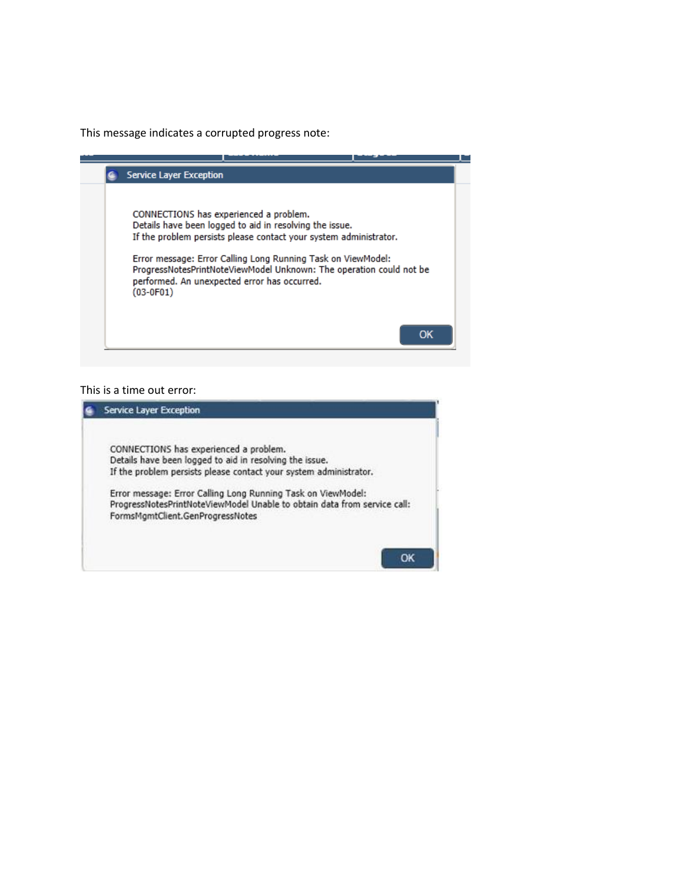This message indicates a corrupted progress note:

Service Layer Exception

CONNECTIONS has experienced a problem.
Details have been logged to aid in resolving the issue.
If the problem persists please contact your system administrator.

Error message: Error Calling Long Running Task on ViewModel: ProgressNotesPrintNoteViewModel Unknown: The operation could not be performed. An unexpected error has occurred.
(03-0F01)

OK

This is a time out error:

Service Layer Exception

CONNECTIONS has experienced a problem.
Details have been logged to aid in resolving the issue.
If the problem persists please contact your system administrator.

Error message: Error Calling Long Running Task on ViewModel: ProgressNotesPrintNoteViewModel Unable to obtain data from service call: FormsMgmtClient.GenProgressNotes

OK